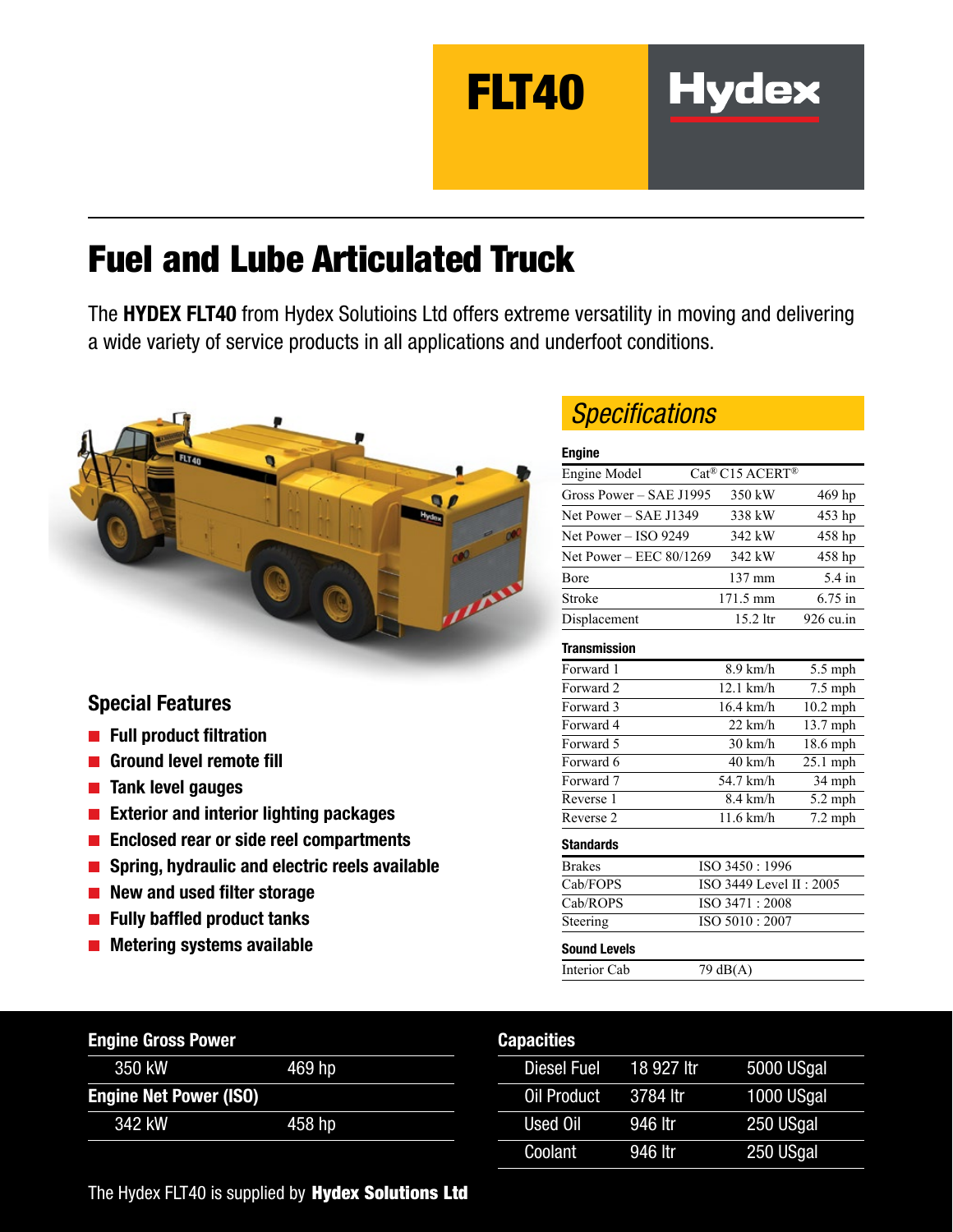# FLT40

Hydex

## Fuel and Lube Articulated Truck

The **HYDEX FLT40** from Hydex Solutioins Ltd offers extreme versatility in moving and delivering a wide variety of service products in all applications and underfoot conditions.

### Special Features

- Full product filtration
- Ground level remote fill
- Tank level gauges
- Exterior and interior lighting packages
- Enclosed rear or side reel compartments
- Spring, hydraulic and electric reels available
- New and used filter storage
- Fully baffled product tanks
- Metering systems available

## *Specifications*

### Engine

| | | |
|---|---|---|
| Engine Model | Cat® C15 ACERT® | |
| Gross Power – SAE J1995 | 350 kW | 469 hp |
| Net Power – SAE J1349 | 338 kW | 453 hp |
| Net Power – ISO 9249 | 342 kW | 458 hp |
| Net Power – EEC 80/1269 | 342 kW | 458 hp |
| Bore | 137 mm | 5.4 in |
| Stroke | 171.5 mm | 6.75 in |
| Displacement | 15.2 ltr | 926 cu.in |

### Transmission

| | | |
|---|---|---|
| Forward 1 | 8.9 km/h | 5.5 mph |
| Forward 2 | 12.1 km/h | 7.5 mph |
| Forward 3 | 16.4 km/h | 10.2 mph |
| Forward 4 | 22 km/h | 13.7 mph |
| Forward 5 | 30 km/h | 18.6 mph |
| Forward 6 | 40 km/h | 25.1 mph |
| Forward 7 | 54.7 km/h | 34 mph |
| Reverse 1 | 8.4 km/h | 5.2 mph |
| Reverse 2 | 11.6 km/h | 7.2 mph |

### Standards

| | |
|---|---|
| Brakes | ISO 3450 : 1996 |
| Cab/FOPS | ISO 3449 Level II : 2005 |
| Cab/ROPS | ISO 3471 : 2008 |
| Steering | ISO 5010 : 2007 |

### Sound Levels

| | |
|---|---|
| Interior Cab | 79 dB(A) |

### Engine Gross Power

| | |
|---|---|
| 350 kW | 469 hp |

### Engine Net Power (ISO)

| | |
|---|---|
| 342 kW | 458 hp |

### Capacities

| | | |
|---|---|---|
| Diesel Fuel | 18 927 ltr | 5000 USgal |
| Oil Product | 3784 ltr | 1000 USgal |
| Used Oil | 946 ltr | 250 USgal |
| Coolant | 946 ltr | 250 USgal |

The Hydex FLT40 is supplied by **Hydex Solutions Ltd**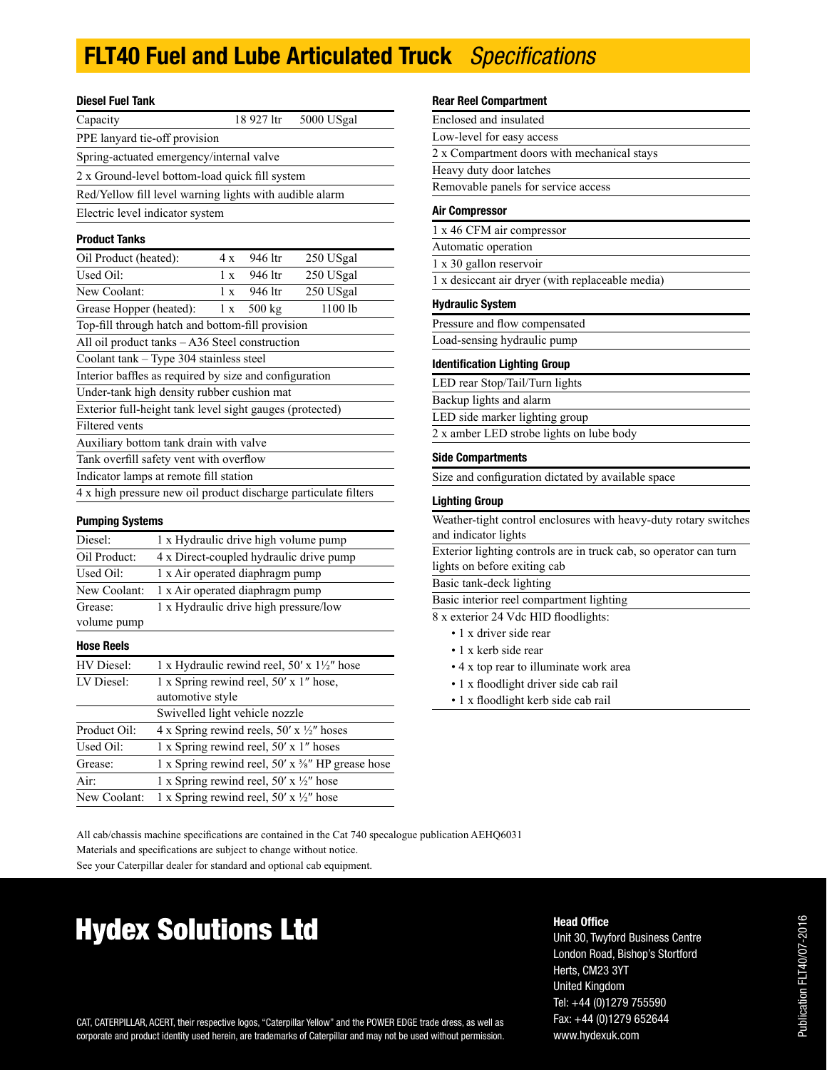# FLT40 Fuel and Lube Articulated Truck *Specifications*

### Diesel Fuel Tank

| | | |
|---|---|---|
| Capacity | 18 927 ltr | 5000 USgal |
| PPE lanyard tie-off provision | | |
| Spring-actuated emergency/internal valve | | |
| 2 x Ground-level bottom-load quick fill system | | |
| Red/Yellow fill level warning lights with audible alarm | | |
| Electric level indicator system | | |

### Product Tanks

| | | | |
|---|---|---|---|
| Oil Product (heated): | 4 x | 946 ltr | 250 USgal |
| Used Oil: | 1 x | 946 ltr | 250 USgal |
| New Coolant: | 1 x | 946 ltr | 250 USgal |
| Grease Hopper (heated): | 1 x | 500 kg | 1100 lb |
| Top-fill through hatch and bottom-fill provision | | | |
| All oil product tanks – A36 Steel construction | | | |
| Coolant tank – Type 304 stainless steel | | | |
| Interior baffles as required by size and configuration | | | |
| Under-tank high density rubber cushion mat | | | |
| Exterior full-height tank level sight gauges (protected) | | | |
| Filtered vents | | | |
| Auxiliary bottom tank drain with valve | | | |
| Tank overfill safety vent with overflow | | | |
| Indicator lamps at remote fill station | | | |
| 4 x high pressure new oil product discharge particulate filters | | | |

### Pumping Systems

| | |
|---|---|
| Diesel: | 1 x Hydraulic drive high volume pump |
| Oil Product: | 4 x Direct-coupled hydraulic drive pump |
| Used Oil: | 1 x Air operated diaphragm pump |
| New Coolant: | 1 x Air operated diaphragm pump |
| Grease: volume pump | 1 x Hydraulic drive high pressure/low |

### Hose Reels

| | |
|---|---|
| HV Diesel: | 1 x Hydraulic rewind reel, 50′ x 1½″ hose |
| LV Diesel: | 1 x Spring rewind reel, 50′ x 1″ hose, automotive style |
| | Swivelled light vehicle nozzle |
| Product Oil: | 4 x Spring rewind reels, 50′ x ½″ hoses |
| Used Oil: | 1 x Spring rewind reel, 50′ x 1″ hoses |
| Grease: | 1 x Spring rewind reel, 50′ x ⅜″ HP grease hose |
| Air: | 1 x Spring rewind reel, 50′ x ½″ hose |
| New Coolant: | 1 x Spring rewind reel, 50′ x ½″ hose |

### Rear Reel Compartment

- Enclosed and insulated
- Low-level for easy access
- 2 x Compartment doors with mechanical stays
- Heavy duty door latches
- Removable panels for service access

### Air Compressor

- 1 x 46 CFM air compressor
- Automatic operation
- 1 x 30 gallon reservoir
- 1 x desiccant air dryer (with replaceable media)

### Hydraulic System

- Pressure and flow compensated
- Load-sensing hydraulic pump

### Identification Lighting Group

- LED rear Stop/Tail/Turn lights
- Backup lights and alarm
- LED side marker lighting group
- 2 x amber LED strobe lights on lube body

### Side Compartments

- Size and configuration dictated by available space

### Lighting Group

- Weather-tight control enclosures with heavy-duty rotary switches and indicator lights
- Exterior lighting controls are in truck cab, so operator can turn lights on before exiting cab
- Basic tank-deck lighting
- Basic interior reel compartment lighting
- 8 x exterior 24 Vdc HID floodlights:
  - 1 x driver side rear
  - 1 x kerb side rear
  - 4 x top rear to illuminate work area
  - 1 x floodlight driver side cab rail
  - 1 x floodlight kerb side cab rail

All cab/chassis machine specifications are contained in the Cat 740 specalogue publication AEHQ6031

Materials and specifications are subject to change without notice.

See your Caterpillar dealer for standard and optional cab equipment.

## Hydex Solutions Ltd

**Head Office**
Unit 30, Twyford Business Centre
London Road, Bishop's Stortford
Herts, CM23 3YT
United Kingdom
Tel: +44 (0)1279 755590
Fax: +44 (0)1279 652644
www.hydexuk.com

CAT, CATERPILLAR, ACERT, their respective logos, "Caterpillar Yellow" and the POWER EDGE trade dress, as well as corporate and product identity used herein, are trademarks of Caterpillar and may not be used without permission.

Publication FLT40/07-2016